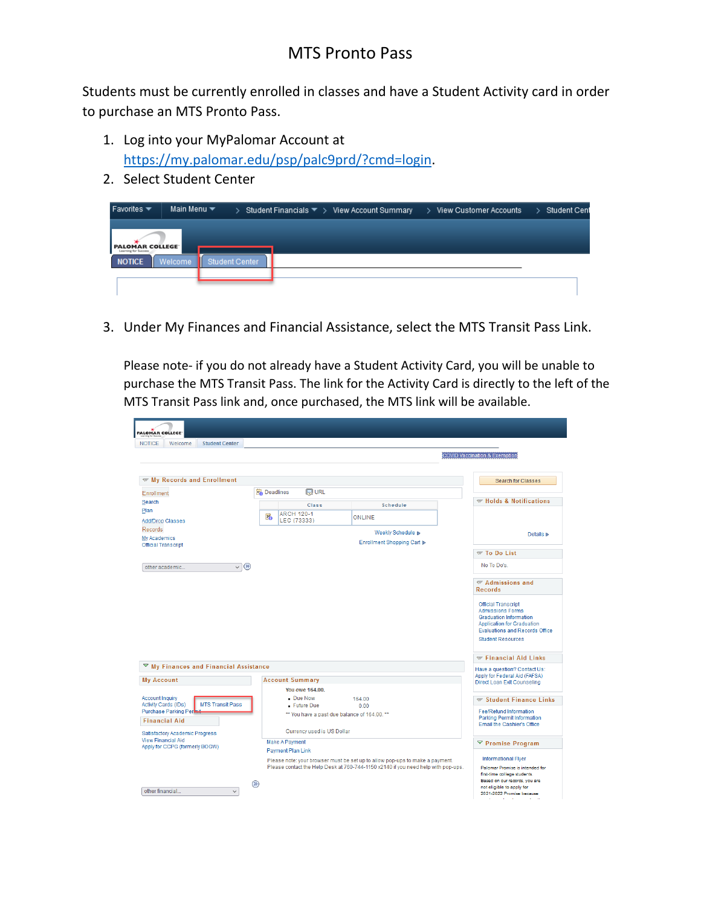# MTS Pronto Pass

Students must be currently enrolled in classes and have a Student Activity card in order to purchase an MTS Pronto Pass.

1. Log into your MyPalomar Account at [https://my.palomar.edu/psp/palc9prd/?cmd=login](https://my.palomar.edu/psp/palc9prd/?cmd=login).
2. Select Student Center
3. Under My Finances and Financial Assistance, select the MTS Transit Pass Link.

   Please note- if you do not already have a Student Activity Card, you will be unable to purchase the MTS Transit Pass. The link for the Activity Card is directly to the left of the MTS Transit Pass link and, once purchased, the MTS link will be available.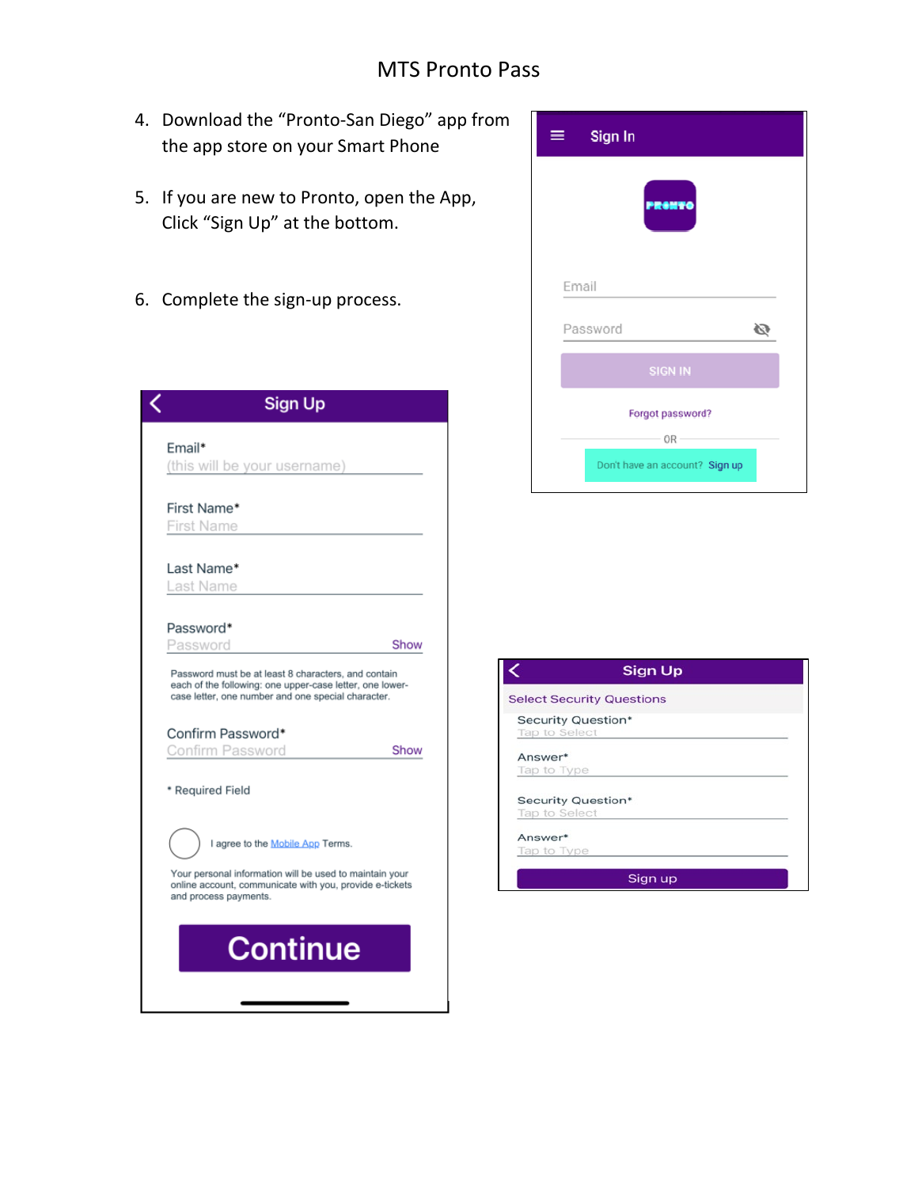# MTS Pronto Pass

4. Download the "Pronto-San Diego" app from the app store on your Smart Phone

5. If you are new to Pronto, open the App, Click "Sign Up" at the bottom.

6. Complete the sign-up process.

Sign In

PRONTO

Email

Password

SIGN IN

Forgot password?

OR

Don't have an account? Sign up

Sign Up

Email*
(this will be your username)

First Name*
First Name

Last Name*
Last Name

Password*
Password Show

Password must be at least 8 characters, and contain each of the following: one upper-case letter, one lower-case letter, one number and one special character.

Confirm Password*
Confirm Password Show

* Required Field

I agree to the Mobile App Terms.

Your personal information will be used to maintain your online account, communicate with you, provide e-tickets and process payments.

Continue

Sign Up

Select Security Questions

Security Question*
Tap to Select

Answer*
Tap to Type

Security Question*
Tap to Select

Answer*
Tap to Type

Sign up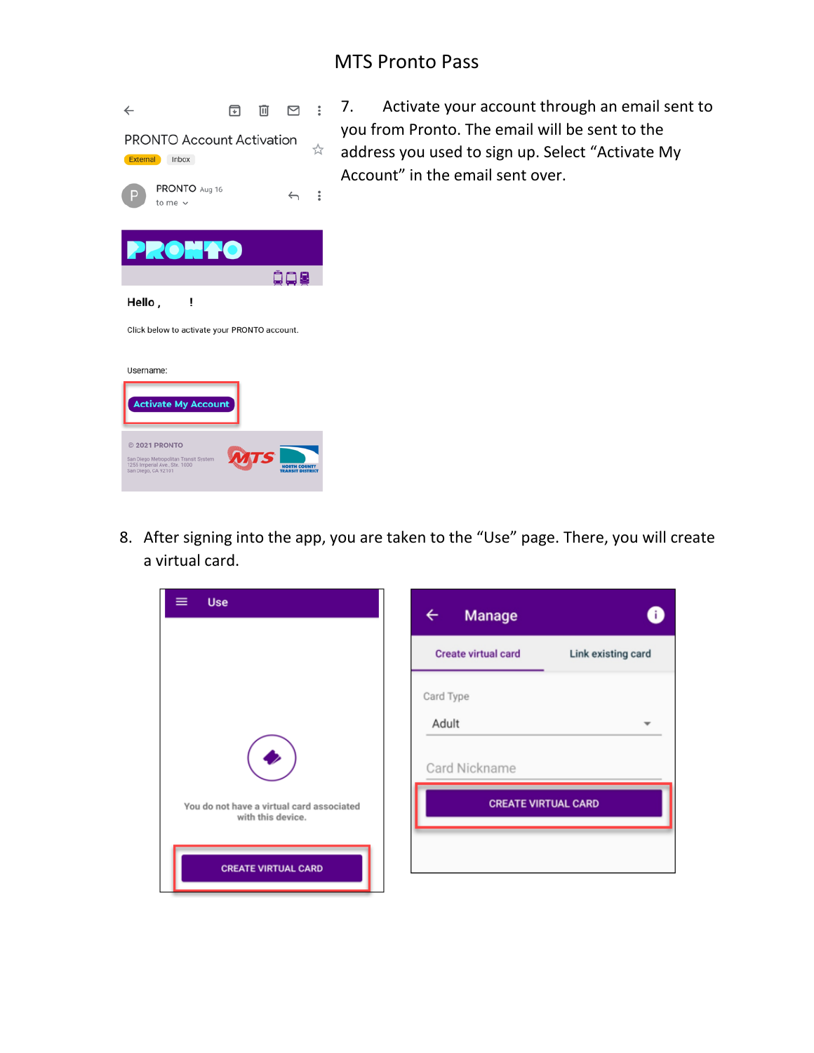7. Activate your account through an email sent to you from Pronto. The email will be sent to the address you used to sign up. Select "Activate My Account" in the email sent over.

8. After signing into the app, you are taken to the "Use" page. There, you will create a virtual card.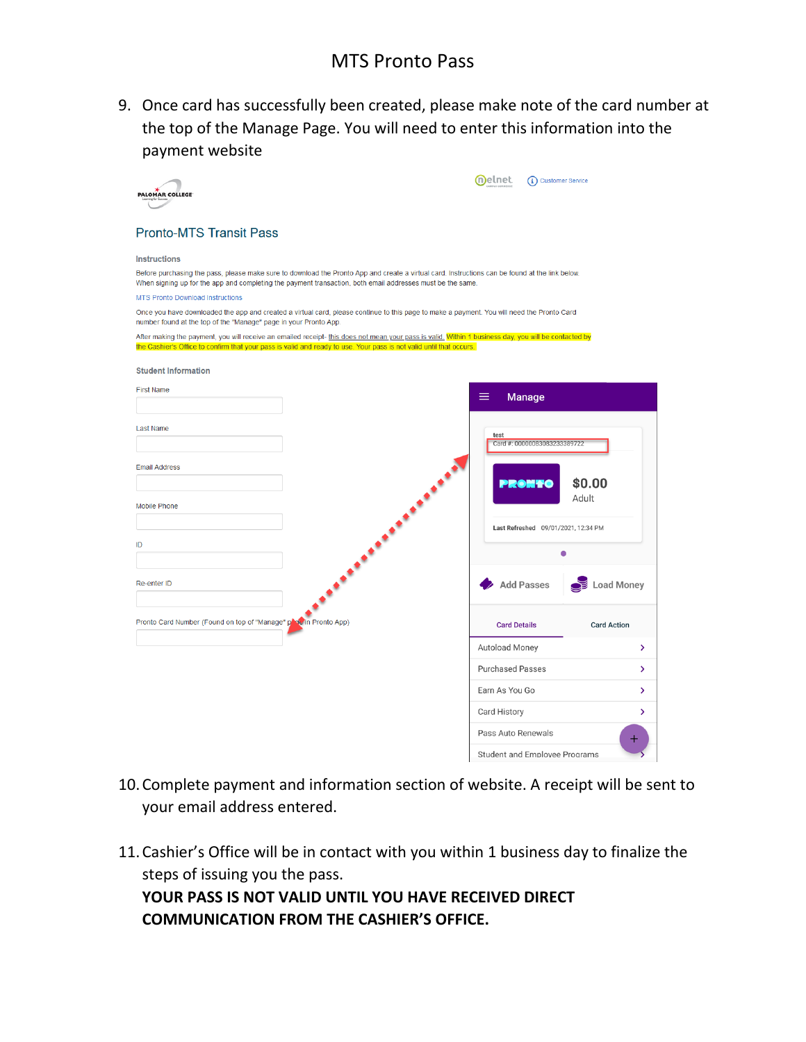# MTS Pronto Pass

9. Once card has successfully been created, please make note of the card number at the top of the Manage Page. You will need to enter this information into the payment website

PALOMAR COLLEGE

nelnet

Customer Service

## Pronto-MTS Transit Pass

**Instructions**

Before purchasing the pass, please make sure to download the Pronto App and create a virtual card. Instructions can be found at the link below. When signing up for the app and completing the payment transaction, both email addresses must be the same.

MTS Pronto Download Instructions

Once you have downloaded the app and created a virtual card, please continue to this page to make a payment. You will need the Pronto Card number found at the top of the "Manage" page in your Pronto App.

After making the payment, you will receive an emailed receipt- this does not mean your pass is valid. Within 1 business day, you will be contacted by the Cashier's Office to confirm that your pass is valid and ready to use. Your pass is not valid until that occurs.

**Student Information**

First Name

Last Name

Email Address

Mobile Phone

ID

Re-enter ID

Pronto Card Number (Found on top of "Manage" page in Pronto App)

Manage

test
Card #: 00000083083233389722

PRONTO

$0.00
Adult

Last Refreshed 09/01/2021, 12:34 PM

Add Passes

Load Money

Card Details

Card Action

Autoload Money

Purchased Passes

Earn As You Go

Card History

Pass Auto Renewals

Student and Employee Programs

10. Complete payment and information section of website. A receipt will be sent to your email address entered.

11. Cashier's Office will be in contact with you within 1 business day to finalize the steps of issuing you the pass.
**YOUR PASS IS NOT VALID UNTIL YOU HAVE RECEIVED DIRECT COMMUNICATION FROM THE CASHIER'S OFFICE.**